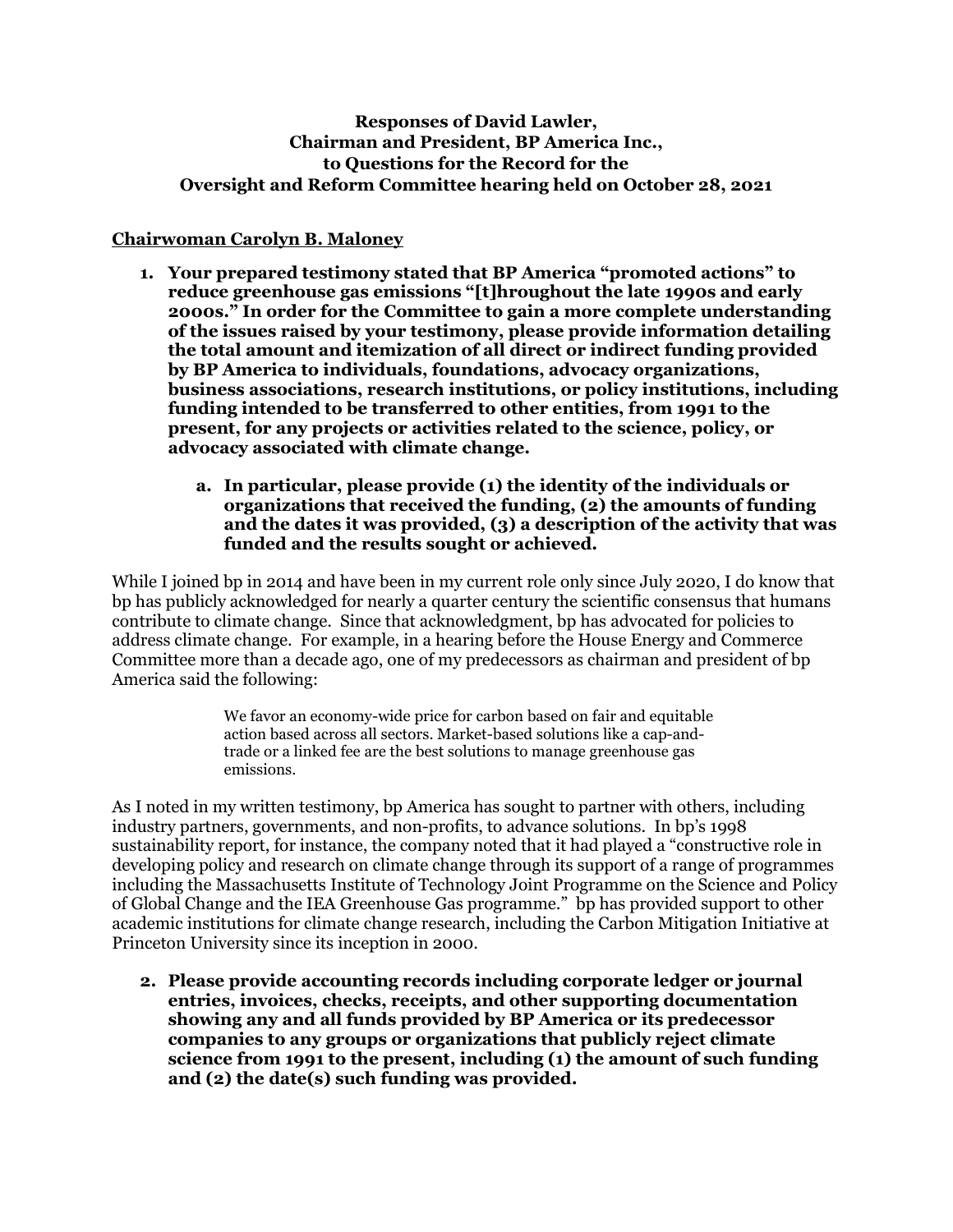**Responses of David Lawler,**
**Chairman and President, BP America Inc.,**
**to Questions for the Record for the**
**Oversight and Reform Committee hearing held on October 28, 2021**

## Chairwoman Carolyn B. Maloney

1. **Your prepared testimony stated that BP America "promoted actions" to reduce greenhouse gas emissions "[t]hroughout the late 1990s and early 2000s." In order for the Committee to gain a more complete understanding of the issues raised by your testimony, please provide information detailing the total amount and itemization of all direct or indirect funding provided by BP America to individuals, foundations, advocacy organizations, business associations, research institutions, or policy institutions, including funding intended to be transferred to other entities, from 1991 to the present, for any projects or activities related to the science, policy, or advocacy associated with climate change.**

    a. **In particular, please provide (1) the identity of the individuals or organizations that received the funding, (2) the amounts of funding and the dates it was provided, (3) a description of the activity that was funded and the results sought or achieved.**

While I joined bp in 2014 and have been in my current role only since July 2020, I do know that bp has publicly acknowledged for nearly a quarter century the scientific consensus that humans contribute to climate change. Since that acknowledgment, bp has advocated for policies to address climate change. For example, in a hearing before the House Energy and Commerce Committee more than a decade ago, one of my predecessors as chairman and president of bp America said the following:

> We favor an economy-wide price for carbon based on fair and equitable action based across all sectors. Market-based solutions like a cap-and-trade or a linked fee are the best solutions to manage greenhouse gas emissions.

As I noted in my written testimony, bp America has sought to partner with others, including industry partners, governments, and non-profits, to advance solutions. In bp's 1998 sustainability report, for instance, the company noted that it had played a "constructive role in developing policy and research on climate change through its support of a range of programmes including the Massachusetts Institute of Technology Joint Programme on the Science and Policy of Global Change and the IEA Greenhouse Gas programme." bp has provided support to other academic institutions for climate change research, including the Carbon Mitigation Initiative at Princeton University since its inception in 2000.

2. **Please provide accounting records including corporate ledger or journal entries, invoices, checks, receipts, and other supporting documentation showing any and all funds provided by BP America or its predecessor companies to any groups or organizations that publicly reject climate science from 1991 to the present, including (1) the amount of such funding and (2) the date(s) such funding was provided.**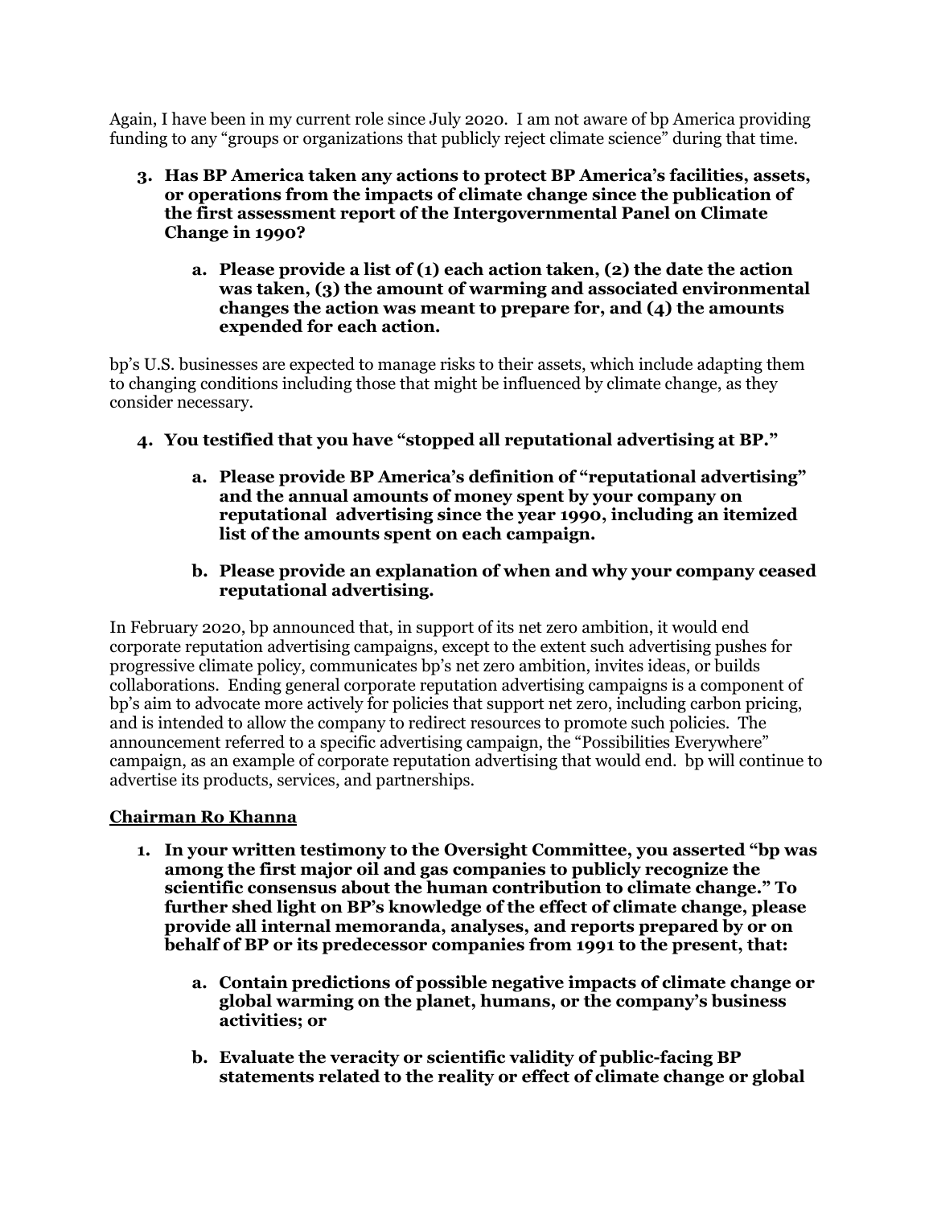Again, I have been in my current role since July 2020. I am not aware of bp America providing funding to any "groups or organizations that publicly reject climate science" during that time.

3. **Has BP America taken any actions to protect BP America's facilities, assets, or operations from the impacts of climate change since the publication of the first assessment report of the Intergovernmental Panel on Climate Change in 1990?**

    a. **Please provide a list of (1) each action taken, (2) the date the action was taken, (3) the amount of warming and associated environmental changes the action was meant to prepare for, and (4) the amounts expended for each action.**

bp's U.S. businesses are expected to manage risks to their assets, which include adapting them to changing conditions including those that might be influenced by climate change, as they consider necessary.

4. **You testified that you have "stopped all reputational advertising at BP."**

    a. **Please provide BP America's definition of "reputational advertising" and the annual amounts of money spent by your company on reputational advertising since the year 1990, including an itemized list of the amounts spent on each campaign.**

    b. **Please provide an explanation of when and why your company ceased reputational advertising.**

In February 2020, bp announced that, in support of its net zero ambition, it would end corporate reputation advertising campaigns, except to the extent such advertising pushes for progressive climate policy, communicates bp's net zero ambition, invites ideas, or builds collaborations. Ending general corporate reputation advertising campaigns is a component of bp's aim to advocate more actively for policies that support net zero, including carbon pricing, and is intended to allow the company to redirect resources to promote such policies. The announcement referred to a specific advertising campaign, the "Possibilities Everywhere" campaign, as an example of corporate reputation advertising that would end. bp will continue to advertise its products, services, and partnerships.

**Chairman Ro Khanna**

1. **In your written testimony to the Oversight Committee, you asserted "bp was among the first major oil and gas companies to publicly recognize the scientific consensus about the human contribution to climate change." To further shed light on BP's knowledge of the effect of climate change, please provide all internal memoranda, analyses, and reports prepared by or on behalf of BP or its predecessor companies from 1991 to the present, that:**

    a. **Contain predictions of possible negative impacts of climate change or global warming on the planet, humans, or the company's business activities; or**

    b. **Evaluate the veracity or scientific validity of public-facing BP statements related to the reality or effect of climate change or global**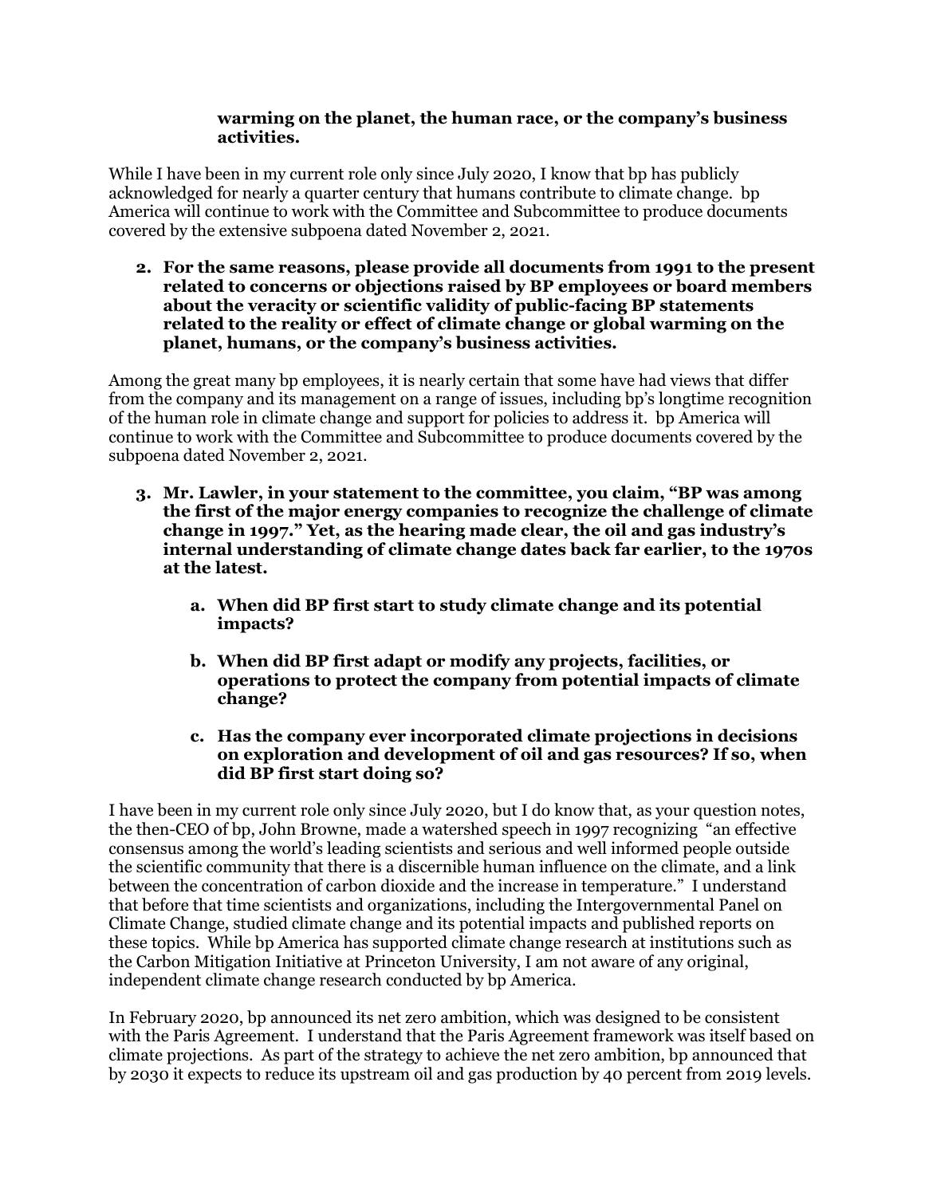**warming on the planet, the human race, or the company's business activities.**

While I have been in my current role only since July 2020, I know that bp has publicly acknowledged for nearly a quarter century that humans contribute to climate change. bp America will continue to work with the Committee and Subcommittee to produce documents covered by the extensive subpoena dated November 2, 2021.

2. **For the same reasons, please provide all documents from 1991 to the present related to concerns or objections raised by BP employees or board members about the veracity or scientific validity of public-facing BP statements related to the reality or effect of climate change or global warming on the planet, humans, or the company's business activities.**

Among the great many bp employees, it is nearly certain that some have had views that differ from the company and its management on a range of issues, including bp's longtime recognition of the human role in climate change and support for policies to address it. bp America will continue to work with the Committee and Subcommittee to produce documents covered by the subpoena dated November 2, 2021.

3. **Mr. Lawler, in your statement to the committee, you claim, "BP was among the first of the major energy companies to recognize the challenge of climate change in 1997." Yet, as the hearing made clear, the oil and gas industry's internal understanding of climate change dates back far earlier, to the 1970s at the latest.**

   a. **When did BP first start to study climate change and its potential impacts?**

   b. **When did BP first adapt or modify any projects, facilities, or operations to protect the company from potential impacts of climate change?**

   c. **Has the company ever incorporated climate projections in decisions on exploration and development of oil and gas resources? If so, when did BP first start doing so?**

I have been in my current role only since July 2020, but I do know that, as your question notes, the then-CEO of bp, John Browne, made a watershed speech in 1997 recognizing "an effective consensus among the world's leading scientists and serious and well informed people outside the scientific community that there is a discernible human influence on the climate, and a link between the concentration of carbon dioxide and the increase in temperature." I understand that before that time scientists and organizations, including the Intergovernmental Panel on Climate Change, studied climate change and its potential impacts and published reports on these topics. While bp America has supported climate change research at institutions such as the Carbon Mitigation Initiative at Princeton University, I am not aware of any original, independent climate change research conducted by bp America.

In February 2020, bp announced its net zero ambition, which was designed to be consistent with the Paris Agreement. I understand that the Paris Agreement framework was itself based on climate projections. As part of the strategy to achieve the net zero ambition, bp announced that by 2030 it expects to reduce its upstream oil and gas production by 40 percent from 2019 levels.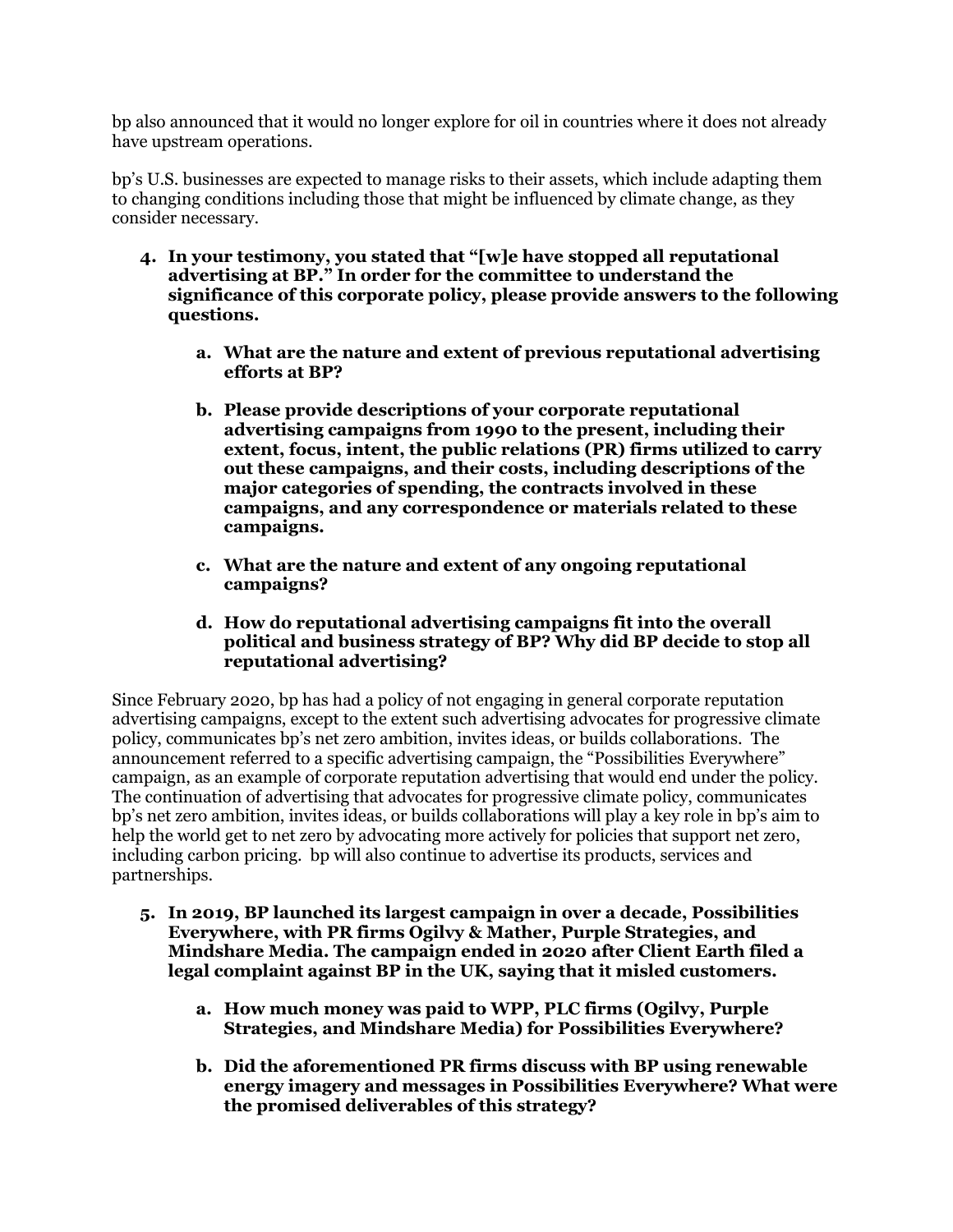bp also announced that it would no longer explore for oil in countries where it does not already have upstream operations.

bp's U.S. businesses are expected to manage risks to their assets, which include adapting them to changing conditions including those that might be influenced by climate change, as they consider necessary.

4. **In your testimony, you stated that "[w]e have stopped all reputational advertising at BP." In order for the committee to understand the significance of this corporate policy, please provide answers to the following questions.**

   a. **What are the nature and extent of previous reputational advertising efforts at BP?**

   b. **Please provide descriptions of your corporate reputational advertising campaigns from 1990 to the present, including their extent, focus, intent, the public relations (PR) firms utilized to carry out these campaigns, and their costs, including descriptions of the major categories of spending, the contracts involved in these campaigns, and any correspondence or materials related to these campaigns.**

   c. **What are the nature and extent of any ongoing reputational campaigns?**

   d. **How do reputational advertising campaigns fit into the overall political and business strategy of BP? Why did BP decide to stop all reputational advertising?**

Since February 2020, bp has had a policy of not engaging in general corporate reputation advertising campaigns, except to the extent such advertising advocates for progressive climate policy, communicates bp's net zero ambition, invites ideas, or builds collaborations. The announcement referred to a specific advertising campaign, the "Possibilities Everywhere" campaign, as an example of corporate reputation advertising that would end under the policy. The continuation of advertising that advocates for progressive climate policy, communicates bp's net zero ambition, invites ideas, or builds collaborations will play a key role in bp's aim to help the world get to net zero by advocating more actively for policies that support net zero, including carbon pricing. bp will also continue to advertise its products, services and partnerships.

5. **In 2019, BP launched its largest campaign in over a decade, Possibilities Everywhere, with PR firms Ogilvy & Mather, Purple Strategies, and Mindshare Media. The campaign ended in 2020 after Client Earth filed a legal complaint against BP in the UK, saying that it misled customers.**

   a. **How much money was paid to WPP, PLC firms (Ogilvy, Purple Strategies, and Mindshare Media) for Possibilities Everywhere?**

   b. **Did the aforementioned PR firms discuss with BP using renewable energy imagery and messages in Possibilities Everywhere? What were the promised deliverables of this strategy?**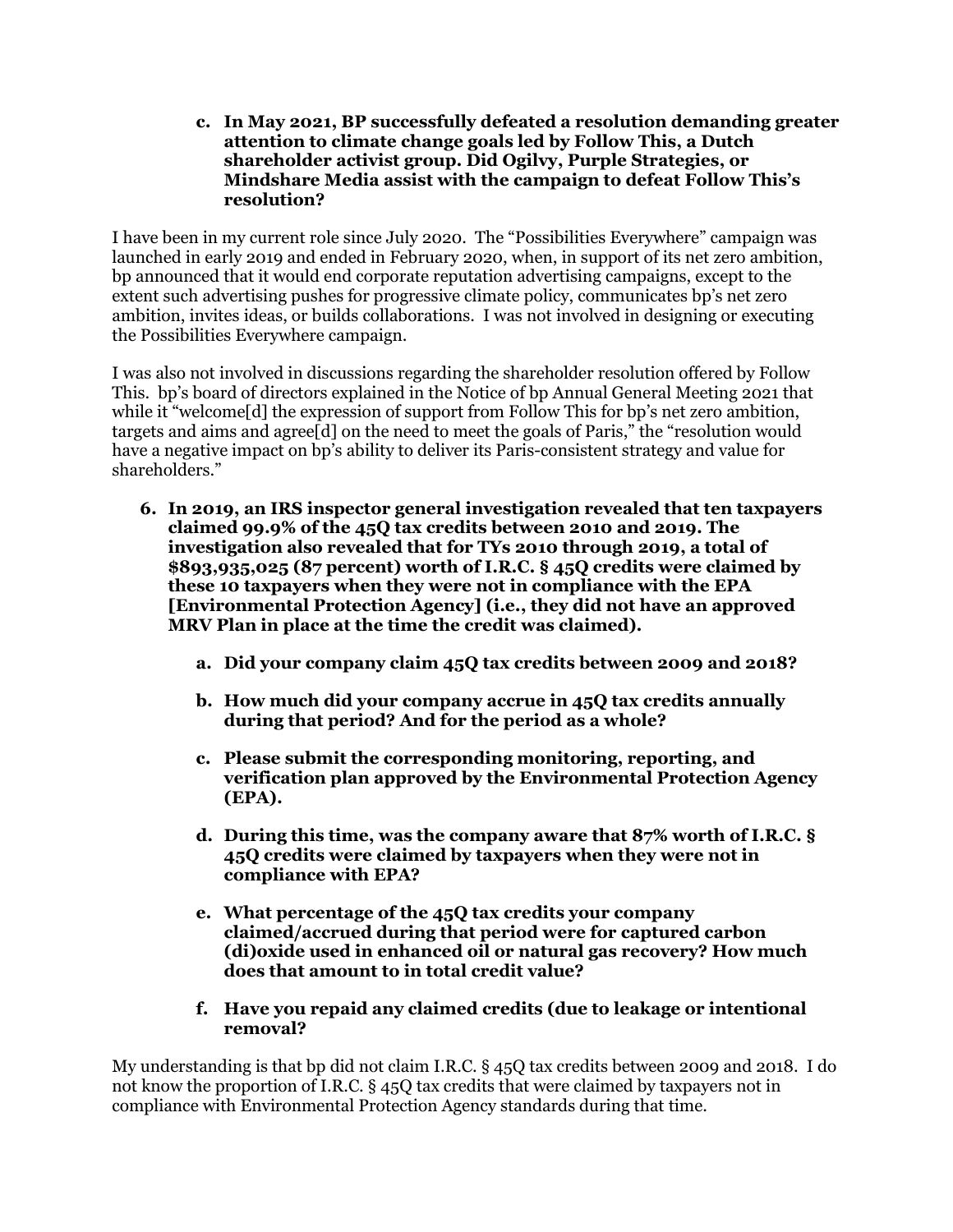c. **In May 2021, BP successfully defeated a resolution demanding greater attention to climate change goals led by Follow This, a Dutch shareholder activist group. Did Ogilvy, Purple Strategies, or Mindshare Media assist with the campaign to defeat Follow This's resolution?**

I have been in my current role since July 2020. The "Possibilities Everywhere" campaign was launched in early 2019 and ended in February 2020, when, in support of its net zero ambition, bp announced that it would end corporate reputation advertising campaigns, except to the extent such advertising pushes for progressive climate policy, communicates bp's net zero ambition, invites ideas, or builds collaborations. I was not involved in designing or executing the Possibilities Everywhere campaign.

I was also not involved in discussions regarding the shareholder resolution offered by Follow This. bp's board of directors explained in the Notice of bp Annual General Meeting 2021 that while it "welcome[d] the expression of support from Follow This for bp's net zero ambition, targets and aims and agree[d] on the need to meet the goals of Paris," the "resolution would have a negative impact on bp's ability to deliver its Paris-consistent strategy and value for shareholders."

6. **In 2019, an IRS inspector general investigation revealed that ten taxpayers claimed 99.9% of the 45Q tax credits between 2010 and 2019. The investigation also revealed that for TYs 2010 through 2019, a total of $893,935,025 (87 percent) worth of I.R.C. § 45Q credits were claimed by these 10 taxpayers when they were not in compliance with the EPA [Environmental Protection Agency] (i.e., they did not have an approved MRV Plan in place at the time the credit was claimed).**

    a. **Did your company claim 45Q tax credits between 2009 and 2018?**

    b. **How much did your company accrue in 45Q tax credits annually during that period? And for the period as a whole?**

    c. **Please submit the corresponding monitoring, reporting, and verification plan approved by the Environmental Protection Agency (EPA).**

    d. **During this time, was the company aware that 87% worth of I.R.C. § 45Q credits were claimed by taxpayers when they were not in compliance with EPA?**

    e. **What percentage of the 45Q tax credits your company claimed/accrued during that period were for captured carbon (di)oxide used in enhanced oil or natural gas recovery? How much does that amount to in total credit value?**

    f. **Have you repaid any claimed credits (due to leakage or intentional removal?**

My understanding is that bp did not claim I.R.C. § 45Q tax credits between 2009 and 2018. I do not know the proportion of I.R.C. § 45Q tax credits that were claimed by taxpayers not in compliance with Environmental Protection Agency standards during that time.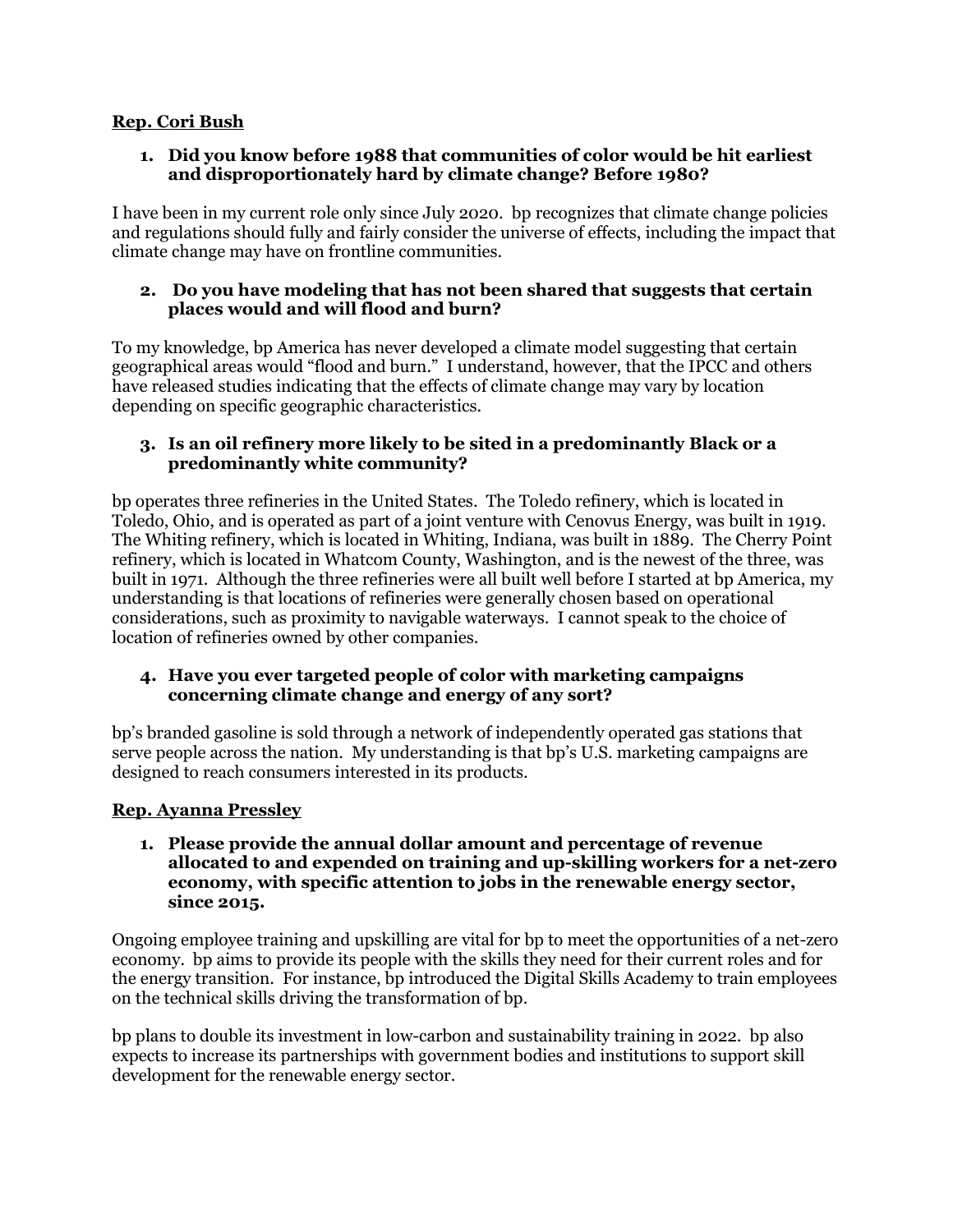**Rep. Cori Bush**

1. **Did you know before 1988 that communities of color would be hit earliest and disproportionately hard by climate change? Before 1980?**

I have been in my current role only since July 2020. bp recognizes that climate change policies and regulations should fully and fairly consider the universe of effects, including the impact that climate change may have on frontline communities.

2. **Do you have modeling that has not been shared that suggests that certain places would and will flood and burn?**

To my knowledge, bp America has never developed a climate model suggesting that certain geographical areas would "flood and burn." I understand, however, that the IPCC and others have released studies indicating that the effects of climate change may vary by location depending on specific geographic characteristics.

3. **Is an oil refinery more likely to be sited in a predominantly Black or a predominantly white community?**

bp operates three refineries in the United States. The Toledo refinery, which is located in Toledo, Ohio, and is operated as part of a joint venture with Cenovus Energy, was built in 1919. The Whiting refinery, which is located in Whiting, Indiana, was built in 1889. The Cherry Point refinery, which is located in Whatcom County, Washington, and is the newest of the three, was built in 1971. Although the three refineries were all built well before I started at bp America, my understanding is that locations of refineries were generally chosen based on operational considerations, such as proximity to navigable waterways. I cannot speak to the choice of location of refineries owned by other companies.

4. **Have you ever targeted people of color with marketing campaigns concerning climate change and energy of any sort?**

bp's branded gasoline is sold through a network of independently operated gas stations that serve people across the nation. My understanding is that bp's U.S. marketing campaigns are designed to reach consumers interested in its products.

**Rep. Ayanna Pressley**

1. **Please provide the annual dollar amount and percentage of revenue allocated to and expended on training and up-skilling workers for a net-zero economy, with specific attention to jobs in the renewable energy sector, since 2015.**

Ongoing employee training and upskilling are vital for bp to meet the opportunities of a net-zero economy. bp aims to provide its people with the skills they need for their current roles and for the energy transition. For instance, bp introduced the Digital Skills Academy to train employees on the technical skills driving the transformation of bp.

bp plans to double its investment in low-carbon and sustainability training in 2022. bp also expects to increase its partnerships with government bodies and institutions to support skill development for the renewable energy sector.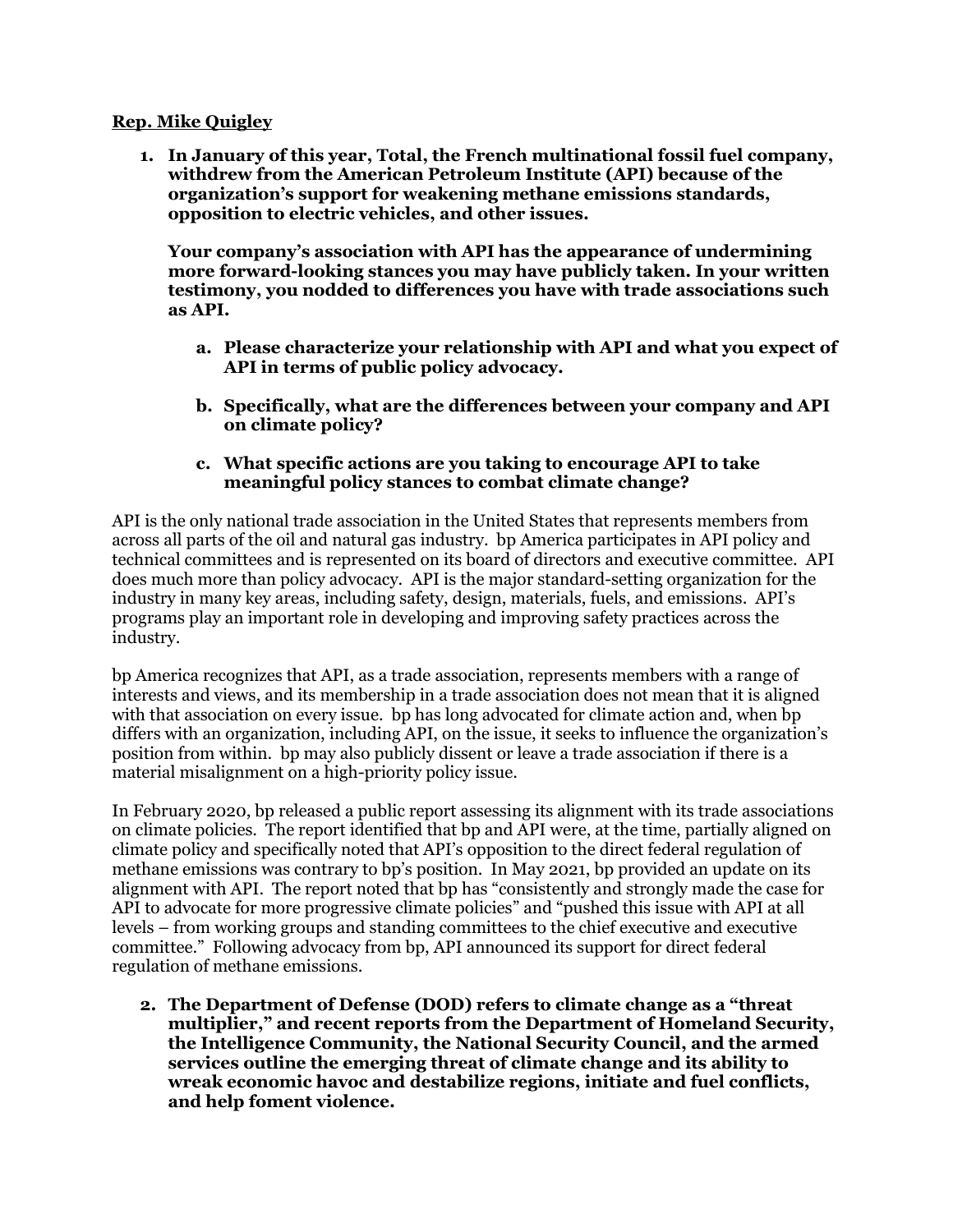**Rep. Mike Quigley**

1. **In January of this year, Total, the French multinational fossil fuel company, withdrew from the American Petroleum Institute (API) because of the organization's support for weakening methane emissions standards, opposition to electric vehicles, and other issues.**

   **Your company's association with API has the appearance of undermining more forward-looking stances you may have publicly taken. In your written testimony, you nodded to differences you have with trade associations such as API.**

   a. **Please characterize your relationship with API and what you expect of API in terms of public policy advocacy.**

   b. **Specifically, what are the differences between your company and API on climate policy?**

   c. **What specific actions are you taking to encourage API to take meaningful policy stances to combat climate change?**

API is the only national trade association in the United States that represents members from across all parts of the oil and natural gas industry. bp America participates in API policy and technical committees and is represented on its board of directors and executive committee. API does much more than policy advocacy. API is the major standard-setting organization for the industry in many key areas, including safety, design, materials, fuels, and emissions. API's programs play an important role in developing and improving safety practices across the industry.

bp America recognizes that API, as a trade association, represents members with a range of interests and views, and its membership in a trade association does not mean that it is aligned with that association on every issue. bp has long advocated for climate action and, when bp differs with an organization, including API, on the issue, it seeks to influence the organization's position from within. bp may also publicly dissent or leave a trade association if there is a material misalignment on a high-priority policy issue.

In February 2020, bp released a public report assessing its alignment with its trade associations on climate policies. The report identified that bp and API were, at the time, partially aligned on climate policy and specifically noted that API's opposition to the direct federal regulation of methane emissions was contrary to bp's position. In May 2021, bp provided an update on its alignment with API. The report noted that bp has "consistently and strongly made the case for API to advocate for more progressive climate policies" and "pushed this issue with API at all levels – from working groups and standing committees to the chief executive and executive committee." Following advocacy from bp, API announced its support for direct federal regulation of methane emissions.

2. **The Department of Defense (DOD) refers to climate change as a "threat multiplier," and recent reports from the Department of Homeland Security, the Intelligence Community, the National Security Council, and the armed services outline the emerging threat of climate change and its ability to wreak economic havoc and destabilize regions, initiate and fuel conflicts, and help foment violence.**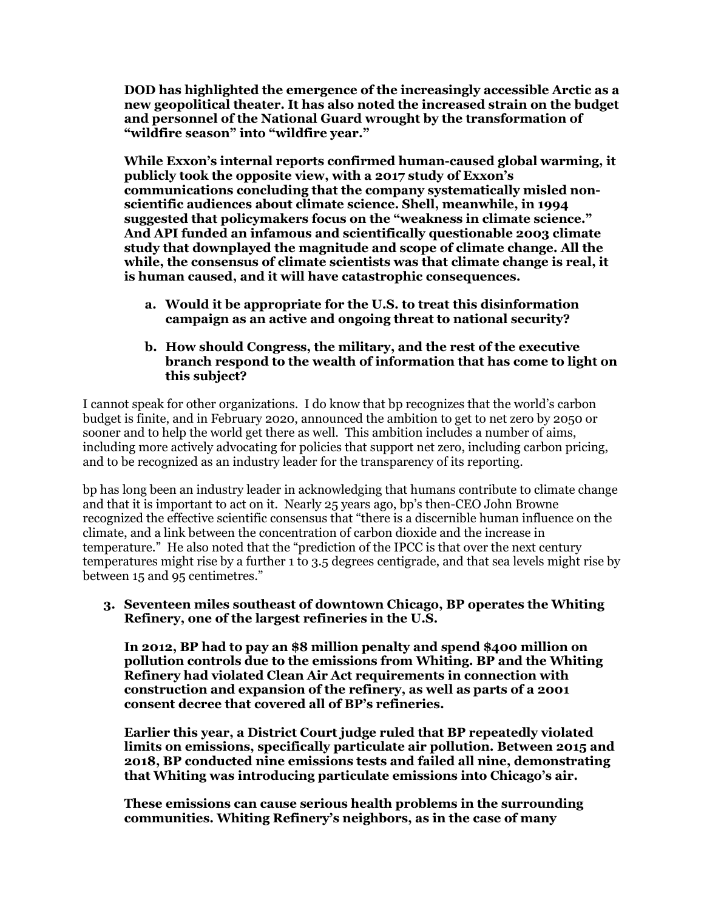**DOD has highlighted the emergence of the increasingly accessible Arctic as a new geopolitical theater. It has also noted the increased strain on the budget and personnel of the National Guard wrought by the transformation of "wildfire season" into "wildfire year."**

**While Exxon's internal reports confirmed human-caused global warming, it publicly took the opposite view, with a 2017 study of Exxon's communications concluding that the company systematically misled non-scientific audiences about climate science. Shell, meanwhile, in 1994 suggested that policymakers focus on the "weakness in climate science." And API funded an infamous and scientifically questionable 2003 climate study that downplayed the magnitude and scope of climate change. All the while, the consensus of climate scientists was that climate change is real, it is human caused, and it will have catastrophic consequences.**

a. **Would it be appropriate for the U.S. to treat this disinformation campaign as an active and ongoing threat to national security?**

b. **How should Congress, the military, and the rest of the executive branch respond to the wealth of information that has come to light on this subject?**

I cannot speak for other organizations. I do know that bp recognizes that the world's carbon budget is finite, and in February 2020, announced the ambition to get to net zero by 2050 or sooner and to help the world get there as well. This ambition includes a number of aims, including more actively advocating for policies that support net zero, including carbon pricing, and to be recognized as an industry leader for the transparency of its reporting.

bp has long been an industry leader in acknowledging that humans contribute to climate change and that it is important to act on it. Nearly 25 years ago, bp's then-CEO John Browne recognized the effective scientific consensus that "there is a discernible human influence on the climate, and a link between the concentration of carbon dioxide and the increase in temperature." He also noted that the "prediction of the IPCC is that over the next century temperatures might rise by a further 1 to 3.5 degrees centigrade, and that sea levels might rise by between 15 and 95 centimetres."

3. **Seventeen miles southeast of downtown Chicago, BP operates the Whiting Refinery, one of the largest refineries in the U.S.**

   **In 2012, BP had to pay an $8 million penalty and spend $400 million on pollution controls due to the emissions from Whiting. BP and the Whiting Refinery had violated Clean Air Act requirements in connection with construction and expansion of the refinery, as well as parts of a 2001 consent decree that covered all of BP's refineries.**

   **Earlier this year, a District Court judge ruled that BP repeatedly violated limits on emissions, specifically particulate air pollution. Between 2015 and 2018, BP conducted nine emissions tests and failed all nine, demonstrating that Whiting was introducing particulate emissions into Chicago's air.**

   **These emissions can cause serious health problems in the surrounding communities. Whiting Refinery's neighbors, as in the case of many**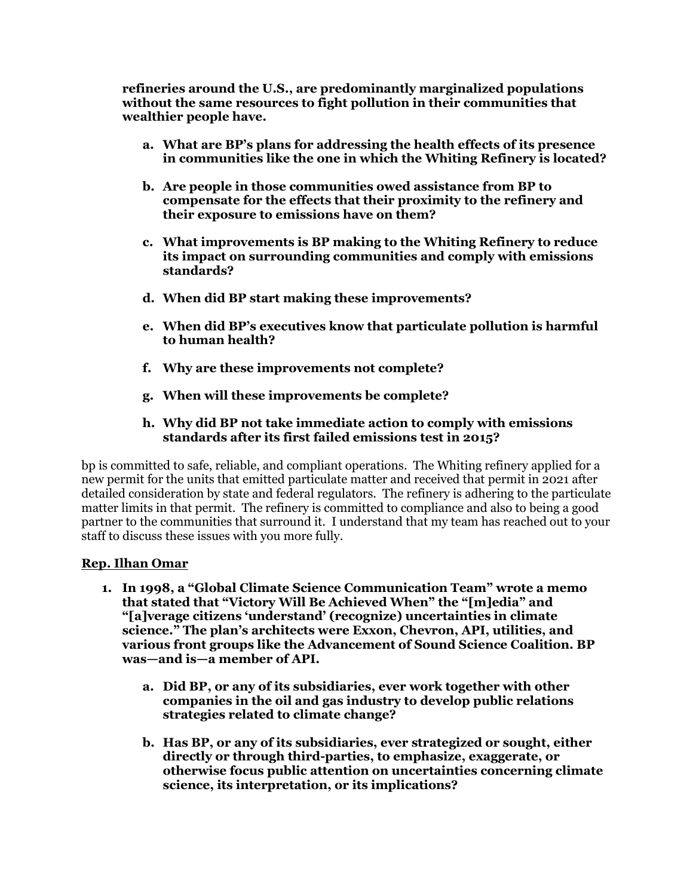**refineries around the U.S., are predominantly marginalized populations without the same resources to fight pollution in their communities that wealthier people have.**

   a. **What are BP's plans for addressing the health effects of its presence in communities like the one in which the Whiting Refinery is located?**

   b. **Are people in those communities owed assistance from BP to compensate for the effects that their proximity to the refinery and their exposure to emissions have on them?**

   c. **What improvements is BP making to the Whiting Refinery to reduce its impact on surrounding communities and comply with emissions standards?**

   d. **When did BP start making these improvements?**

   e. **When did BP's executives know that particulate pollution is harmful to human health?**

   f. **Why are these improvements not complete?**

   g. **When will these improvements be complete?**

   h. **Why did BP not take immediate action to comply with emissions standards after its first failed emissions test in 2015?**

bp is committed to safe, reliable, and compliant operations. The Whiting refinery applied for a new permit for the units that emitted particulate matter and received that permit in 2021 after detailed consideration by state and federal regulators. The refinery is adhering to the particulate matter limits in that permit. The refinery is committed to compliance and also to being a good partner to the communities that surround it. I understand that my team has reached out to your staff to discuss these issues with you more fully.

**<u>Rep. Ilhan Omar</u>**

1. **In 1998, a "Global Climate Science Communication Team" wrote a memo that stated that "Victory Will Be Achieved When" the "[m]edia" and "[a]verage citizens 'understand' (recognize) uncertainties in climate science." The plan's architects were Exxon, Chevron, API, utilities, and various front groups like the Advancement of Sound Science Coalition. BP was—and is—a member of API.**

   a. **Did BP, or any of its subsidiaries, ever work together with other companies in the oil and gas industry to develop public relations strategies related to climate change?**

   b. **Has BP, or any of its subsidiaries, ever strategized or sought, either directly or through third-parties, to emphasize, exaggerate, or otherwise focus public attention on uncertainties concerning climate science, its interpretation, or its implications?**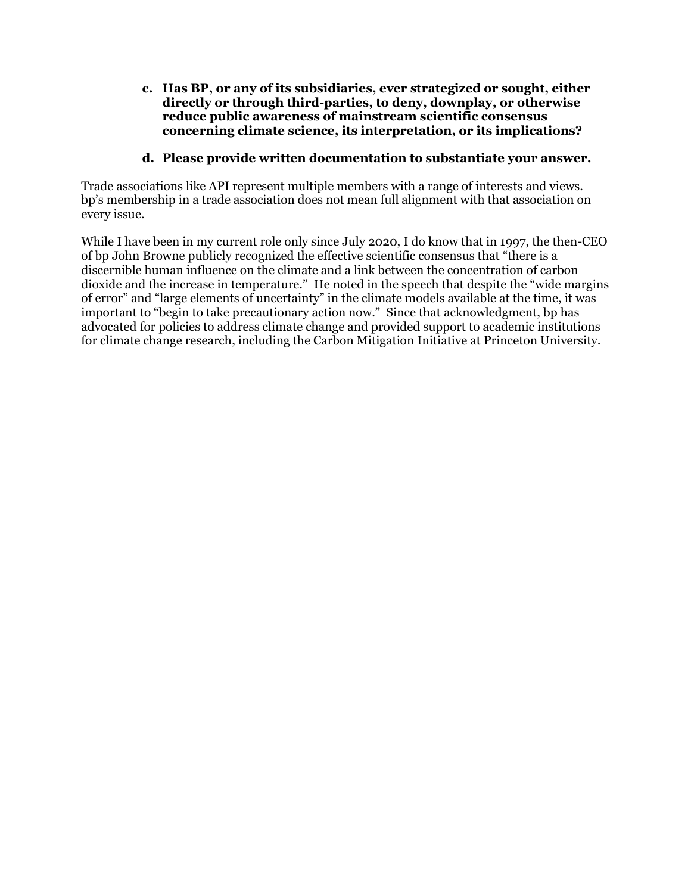c. **Has BP, or any of its subsidiaries, ever strategized or sought, either directly or through third-parties, to deny, downplay, or otherwise reduce public awareness of mainstream scientific consensus concerning climate science, its interpretation, or its implications?**

d. **Please provide written documentation to substantiate your answer.**

Trade associations like API represent multiple members with a range of interests and views. bp's membership in a trade association does not mean full alignment with that association on every issue.

While I have been in my current role only since July 2020, I do know that in 1997, the then-CEO of bp John Browne publicly recognized the effective scientific consensus that "there is a discernible human influence on the climate and a link between the concentration of carbon dioxide and the increase in temperature." He noted in the speech that despite the "wide margins of error" and "large elements of uncertainty" in the climate models available at the time, it was important to "begin to take precautionary action now." Since that acknowledgment, bp has advocated for policies to address climate change and provided support to academic institutions for climate change research, including the Carbon Mitigation Initiative at Princeton University.